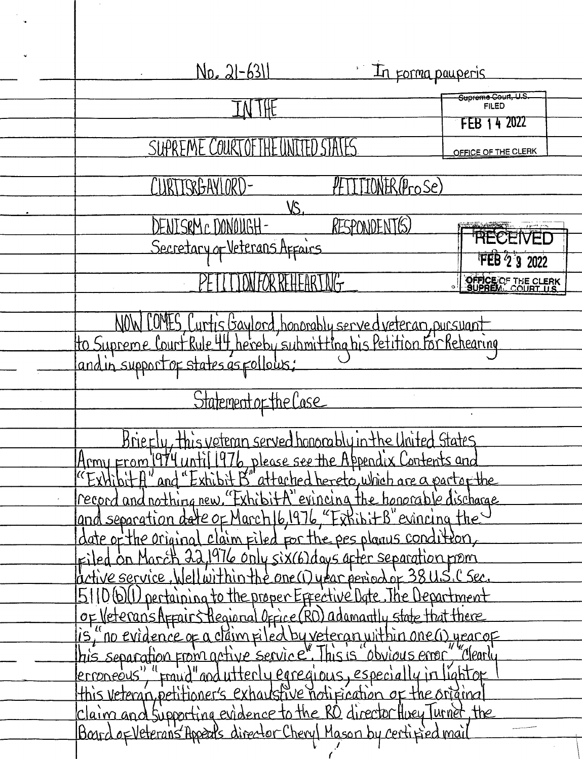No. 21-6311 In forma pauperis

Supreme Court, U.S.
FILED
FEB 14 2022
OFFICE OF THE CLERK

IN THE

SUPREME COURT OF THE UNITED STATES

CURTIS R GAYLORD - PETITIONER (Pro Se)

VS.

DENIS R Mc DONOUGH - RESPONDENT(S)
Secretary of Veterans Affairs

RECEIVED
FEB 23 2022
OFFICE OF THE CLERK
SUPREME COURT U.S.

PETITION FOR REHEARING

NOW COMES, Curtis Gaylord, honorably served veteran, pursuant to Supreme Court Rule 44, hereby submitting his Petition for Rehearing and in support of states as follows:

## Statement of the Case

Briefly, this veteran served honorably in the United States Army from 1974 until 1976, please see the Appendix Contents and "Exhibit A" and "Exhibit B" attached hereto, which are a part of the record and nothing new. "Exhibit A" evincing the honorable discharge and separation date of March 16, 1976, "Exhibit B" evincing the date of the original claim filed for the pes planus condition, filed on March 22, 1976 only six (6) days after separation from active service. Well within the one (1) year period of 38 U.S.C Sec. 5110 (b)(1) pertaining to the proper Effective Date. The Department of Veterans Affairs Regional Office (RO) adamantly state that there is, "no evidence of a claim filed by veteran within one (1) year of his separation from active service". This is "obvious error", "clearly erroneous", "fraud" and utterly egregious, especially in light of this veteran, petitioner's exhaustive notification of the original claim and supporting evidence to the RO director Huey Turner, the Board of Veterans' Appeals director Cheryl Mason by certified mail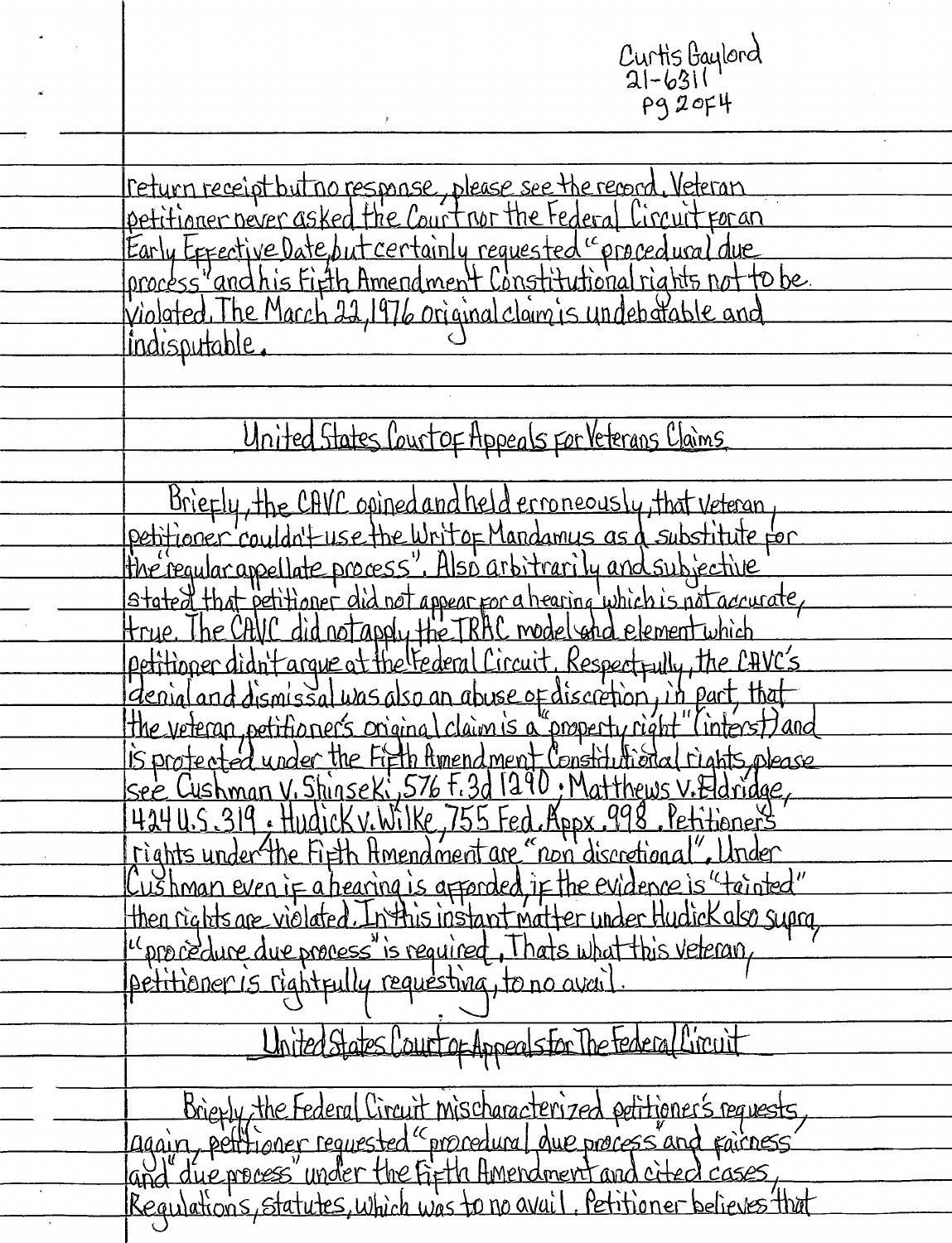return receipt but no response, please see the record. Veteran petitioner never asked the Court nor the Federal Circuit for an Early Effective Date, but certainly requested "procedural due process" and his Fifth Amendment Constitutional rights not to be violated. The March 22, 1976 original claim is undebatable and indisputable.

## United States Court of Appeals for Veterans Claims

Briefly, the CAVC opined and held erroneously, that veteran, petitioner couldn't use the Writ of Mandamus as a substitute for the "regular appellate process". Also arbitrarily and subjective stated that petitioner did not appear for a hearing which is not accurate, true. The CAVC did not apply the TRAC model and element which petitioner didn't argue at the Federal Circuit. Respectfully, the CAVC's denial and dismissal was also an abuse of discretion, in part, that the veteran, petitioner's original claim is a "property right" (interst) and is protected under the Fifth Amendment Constitutional rights, please see Cushman v. Shinseki, 576 F.3d 1290; Matthews v. Eldridge, 424 U.S. 319; Hudick v. Wilke, 755 Fed. Appx. 998. Petitioner's rights under the Fifth Amendment are "non discretional". Under Cushman even if a hearing is afforded, if the evidence is "tainted" then rights are violated. In this instant matter under Hudick also supra, "procedure due process" is required. Thats what this veteran, petitioner is rightfully requesting, to no avail.

## United States Court of Appeals for The Federal Circuit

Briefly, the Federal Circuit mischaracterized petitioner's requests, again, petitioner requested "procedural due process" and fairness and "due process" under the Fifth Amendment and cited cases, Regulations, statutes, which was to no avail. Petitioner believes that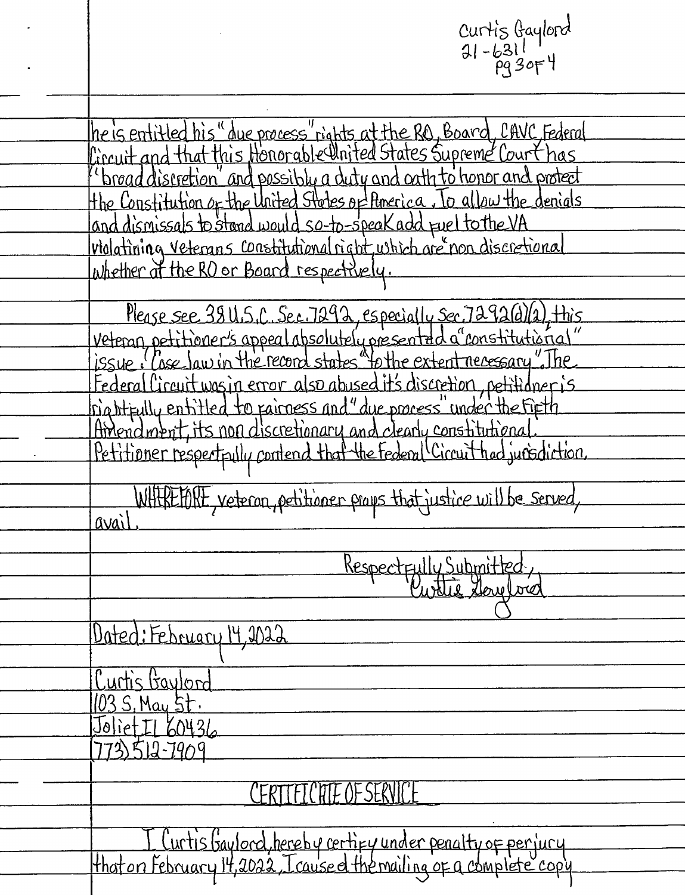he is entitled his "due process" rights at the RO, Board, CAVC, Federal Circuit and that this Honorable United States Supreme Court has "broad discretion" and possibly a duty and oath to honor and protect the Constitution of the United States of America. To allow the denials and dismissals to stand would so-to-speak add fuel to the VA violatining veterans constitutional right, which are "non discretional whether at the RO or Board respectively.

Please see 38 U.S.C. Sec. 7292, especially Sec. 7292(d)(2), this veteran petitioner's appeal absolutely presented a "constitutional" issue. Case law in the record states "to the extent necessary". The Federal Circuit was in error also abused it's discretion, petitioner is rightfully entitled to fairness and "due process" under the Fifth Amendment, its non discretionary and clearly constitutional. Petitioner respectfully contend that the Federal Circuit had jurisdiction.

WHEREFORE, veteran, petitioner prays that justice will be served, avail.

Respectfully Submitted,
Curtis Gaylord

Dated: February 14, 2022

Curtis Gaylord
103 S. May St.
Joliet IL 60436
(773) 512-7909

## CERTIFICATE OF SERVICE

I Curtis Gaylord, hereby certify under penalty of perjury that on February 14, 2022, I caused the mailing of a complete copy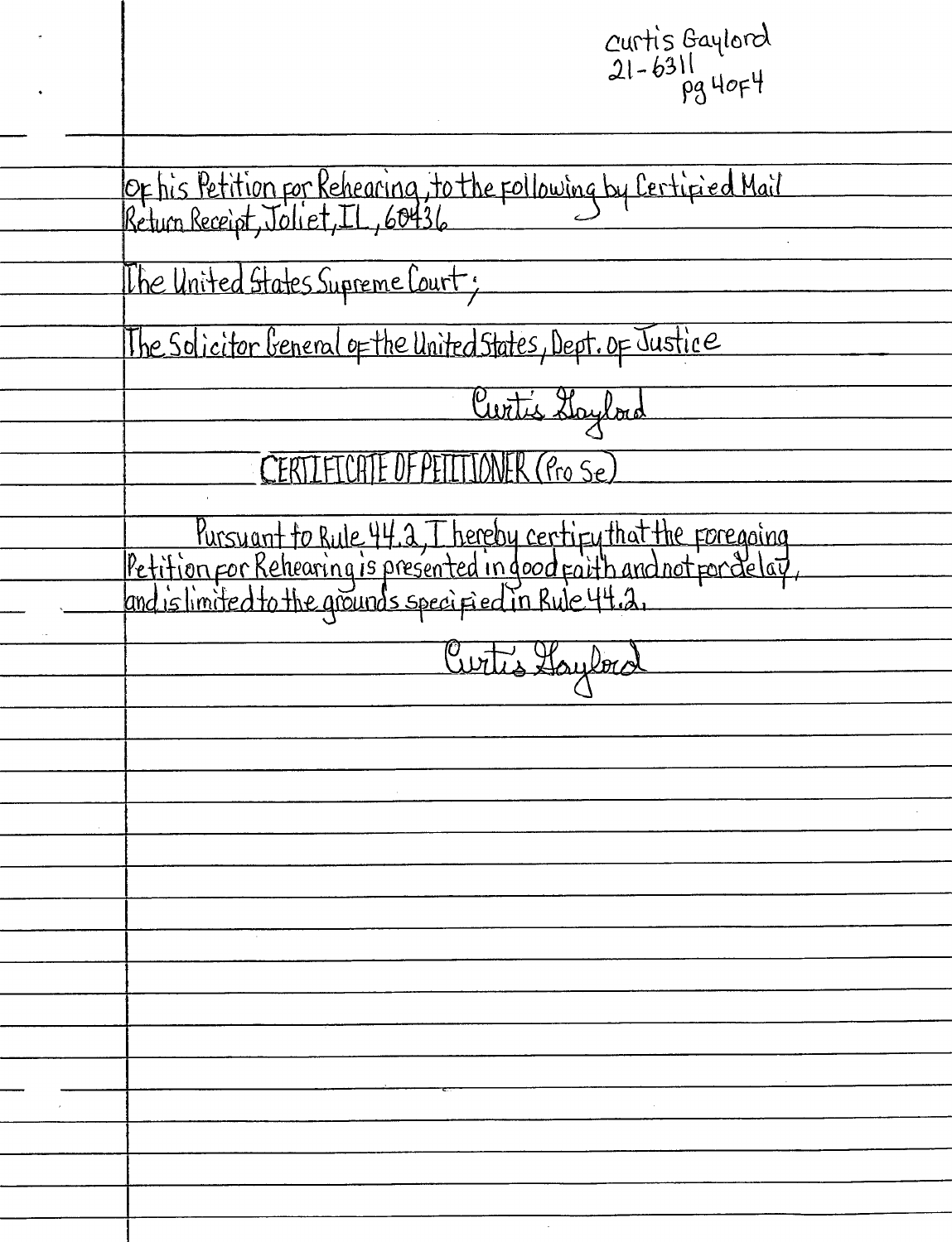of his Petition for Rehearing, to the following by Certified Mail Return Receipt, Joliet, IL, 60436

The United States Supreme Court;

The Solicitor General of the United States, Dept. of Justice

Curtis Gaylord

## CERTIFICATE OF PETITIONER (Pro Se)

Pursuant to Rule 44.2, I hereby certify that the foregoing Petition for Rehearing is presented in good faith and not for delay, and is limited to the grounds specified in Rule 44.2.

Curtis Gaylord